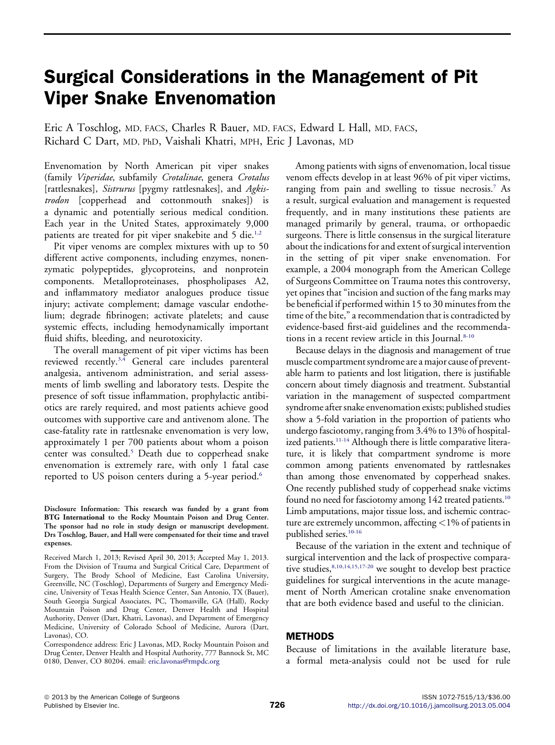# Surgical Considerations in the Management of Pit Viper Snake Envenomation

Eric A Toschlog, MD, FACS, Charles R Bauer, MD, FACS, Edward L Hall, MD, FACS, Richard C Dart, MD, PhD, Vaishali Khatri, MPH, Eric J Lavonas, MD

Envenomation by North American pit viper snakes (family *Viperidae*, subfamily *Crotalinae*, genera *Crotalus* [rattlesnakes], *Sistrurus* [pygmy rattlesnakes], and *Agkistrodon* [copperhead and cottonmouth snakes]) is a dynamic and potentially serious medical condition. Each year in the United States, approximately 9,000 patients are treated for pit viper snakebite and 5 die.[1,2]

Pit viper venoms are complex mixtures with up to 50 different active components, including enzymes, nonenzymatic polypeptides, glycoproteins, and nonprotein components. Metalloproteinases, phospholipases A2, and inflammatory mediator analogues produce tissue injury; activate complement; damage vascular endothelium; degrade fibrinogen; activate platelets; and cause systemic effects, including hemodynamically important fluid shifts, bleeding, and neurotoxicity.

The overall management of pit viper victims has been reviewed recently.[3,4] General care includes parenteral analgesia, antivenom administration, and serial assessments of limb swelling and laboratory tests. Despite the presence of soft tissue inflammation, prophylactic antibiotics are rarely required, and most patients achieve good outcomes with supportive care and antivenom alone. The case-fatality rate in rattlesnake envenomation is very low, approximately 1 per 700 patients about whom a poison center was consulted.[5] Death due to copperhead snake envenomation is extremely rare, with only 1 fatal case reported to US poison centers during a 5-year period.[6]

**Disclosure Information: This research was funded by a grant from BTG International to the Rocky Mountain Poison and Drug Center. The sponsor had no role in study design or manuscript development. Drs Toschlog, Bauer, and Hall were compensated for their time and travel expenses.**

Received March 1, 2013; Revised April 30, 2013; Accepted May 1, 2013.
From the Division of Trauma and Surgical Critical Care, Department of Surgery, The Brody School of Medicine, East Carolina University, Greenville, NC (Toschlog), Departments of Surgery and Emergency Medicine, University of Texas Health Science Center, San Antonio, TX (Bauer), South Georgia Surgical Associates, PC, Thomasville, GA (Hall), Rocky Mountain Poison and Drug Center, Denver Health and Hospital Authority, Denver (Dart, Khatri, Lavonas), and Department of Emergency Medicine, University of Colorado School of Medicine, Aurora (Dart, Lavonas), CO.
Correspondence address: Eric J Lavonas, MD, Rocky Mountain Poison and Drug Center, Denver Health and Hospital Authority, 777 Bannock St, MC 0180, Denver, CO 80204. email: eric.lavonas@rmpdc.org

Among patients with signs of envenomation, local tissue venom effects develop in at least 96% of pit viper victims, ranging from pain and swelling to tissue necrosis.[7] As a result, surgical evaluation and management is requested frequently, and in many institutions these patients are managed primarily by general, trauma, or orthopaedic surgeons. There is little consensus in the surgical literature about the indications for and extent of surgical intervention in the setting of pit viper snake envenomation. For example, a 2004 monograph from the American College of Surgeons Committee on Trauma notes this controversy, yet opines that "incision and suction of the fang marks may be beneficial if performed within 15 to 30 minutes from the time of the bite," a recommendation that is contradicted by evidence-based first-aid guidelines and the recommendations in a recent review article in this Journal.[8-10]

Because delays in the diagnosis and management of true muscle compartment syndrome are a major cause of preventable harm to patients and lost litigation, there is justifiable concern about timely diagnosis and treatment. Substantial variation in the management of suspected compartment syndrome after snake envenomation exists; published studies show a 5-fold variation in the proportion of patients who undergo fasciotomy, ranging from 3.4% to 13% of hospitalized patients.[11-14] Although there is little comparative literature, it is likely that compartment syndrome is more common among patients envenomated by rattlesnakes than among those envenomated by copperhead snakes. One recently published study of copperhead snake victims found no need for fasciotomy among 142 treated patients.[10] Limb amputations, major tissue loss, and ischemic contracture are extremely uncommon, affecting <1% of patients in published series.[10-16]

Because of the variation in the extent and technique of surgical intervention and the lack of prospective comparative studies,[8,10,14,15,17-20] we sought to develop best practice guidelines for surgical interventions in the acute management of North American crotaline snake envenomation that are both evidence based and useful to the clinician.

## METHODS

Because of limitations in the available literature base, a formal meta-analysis could not be used for rule

© 2013 by the American College of Surgeons
Published by Elsevier Inc.

ISSN 1072-7515/13/$36.00
http://dx.doi.org/10.1016/j.jamcollsurg.2013.05.004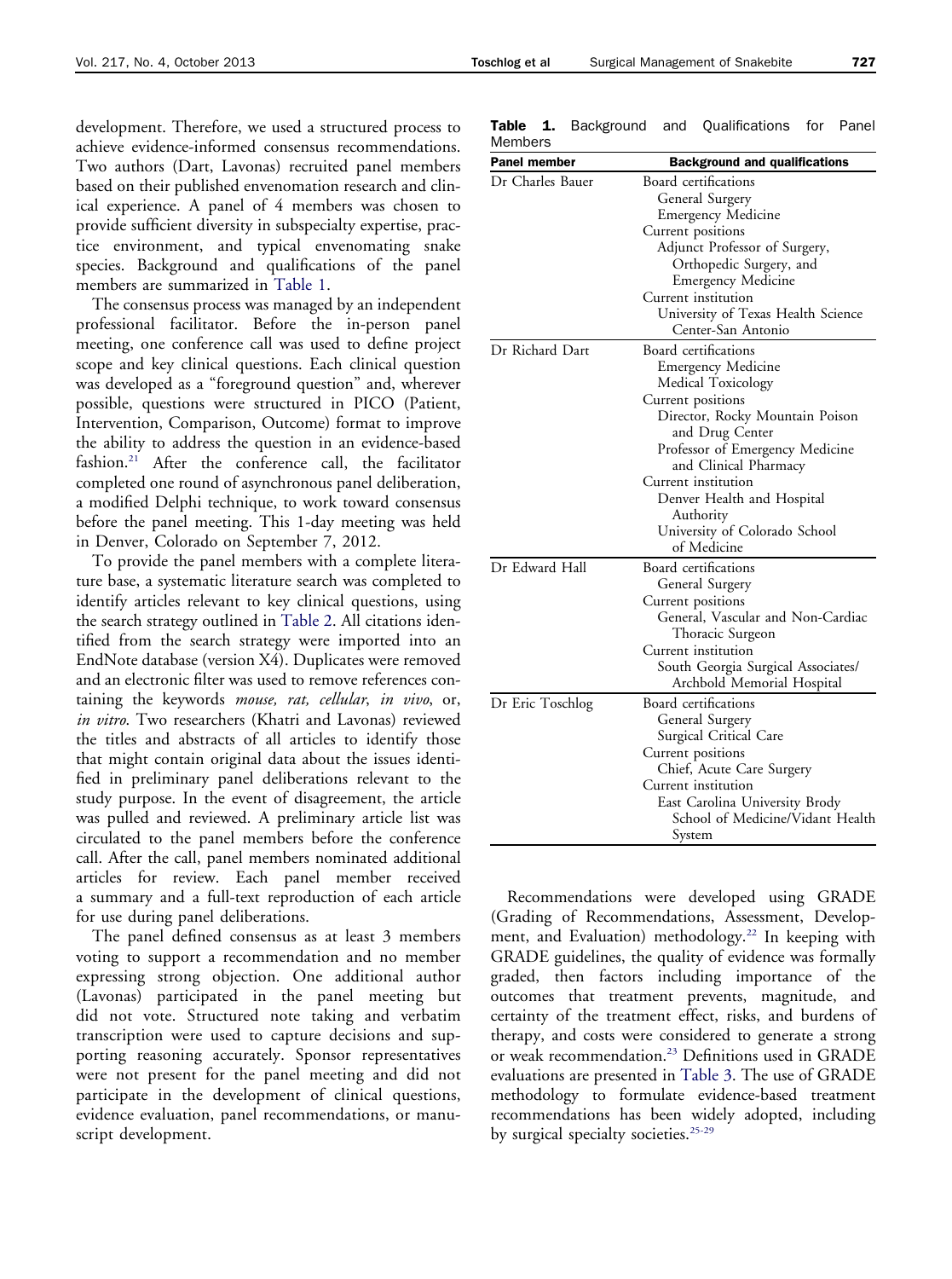development. Therefore, we used a structured process to achieve evidence-informed consensus recommendations. Two authors (Dart, Lavonas) recruited panel members based on their published envenomation research and clinical experience. A panel of 4 members was chosen to provide sufficient diversity in subspecialty expertise, practice environment, and typical envenomating snake species. Background and qualifications of the panel members are summarized in Table 1.

The consensus process was managed by an independent professional facilitator. Before the in-person panel meeting, one conference call was used to define project scope and key clinical questions. Each clinical question was developed as a "foreground question" and, wherever possible, questions were structured in PICO (Patient, Intervention, Comparison, Outcome) format to improve the ability to address the question in an evidence-based fashion.[21] After the conference call, the facilitator completed one round of asynchronous panel deliberation, a modified Delphi technique, to work toward consensus before the panel meeting. This 1-day meeting was held in Denver, Colorado on September 7, 2012.

To provide the panel members with a complete literature base, a systematic literature search was completed to identify articles relevant to key clinical questions, using the search strategy outlined in Table 2. All citations identified from the search strategy were imported into an EndNote database (version X4). Duplicates were removed and an electronic filter was used to remove references containing the keywords *mouse, rat, cellular, in vivo*, or, *in vitro*. Two researchers (Khatri and Lavonas) reviewed the titles and abstracts of all articles to identify those that might contain original data about the issues identified in preliminary panel deliberations relevant to the study purpose. In the event of disagreement, the article was pulled and reviewed. A preliminary article list was circulated to the panel members before the conference call. After the call, panel members nominated additional articles for review. Each panel member received a summary and a full-text reproduction of each article for use during panel deliberations.

The panel defined consensus as at least 3 members voting to support a recommendation and no member expressing strong objection. One additional author (Lavonas) participated in the panel meeting but did not vote. Structured note taking and verbatim transcription were used to capture decisions and supporting reasoning accurately. Sponsor representatives were not present for the panel meeting and did not participate in the development of clinical questions, evidence evaluation, panel recommendations, or manuscript development.

**Table 1.** Background and Qualifications for Panel Members

| Panel member | Background and qualifications |
|---|---|
| Dr Charles Bauer | Board certifications<br>General Surgery<br>Emergency Medicine<br>Current positions<br>Adjunct Professor of Surgery, Orthopedic Surgery, and Emergency Medicine<br>Current institution<br>University of Texas Health Science Center-San Antonio |
| Dr Richard Dart | Board certifications<br>Emergency Medicine<br>Medical Toxicology<br>Current positions<br>Director, Rocky Mountain Poison and Drug Center<br>Professor of Emergency Medicine and Clinical Pharmacy<br>Current institution<br>Denver Health and Hospital Authority<br>University of Colorado School of Medicine |
| Dr Edward Hall | Board certifications<br>General Surgery<br>Current positions<br>General, Vascular and Non-Cardiac Thoracic Surgeon<br>Current institution<br>South Georgia Surgical Associates/Archbold Memorial Hospital |
| Dr Eric Toschlog | Board certifications<br>General Surgery<br>Surgical Critical Care<br>Current positions<br>Chief, Acute Care Surgery<br>Current institution<br>East Carolina University Brody School of Medicine/Vidant Health System |

Recommendations were developed using GRADE (Grading of Recommendations, Assessment, Development, and Evaluation) methodology.[22] In keeping with GRADE guidelines, the quality of evidence was formally graded, then factors including importance of the outcomes that treatment prevents, magnitude, and certainty of the treatment effect, risks, and burdens of therapy, and costs were considered to generate a strong or weak recommendation.[23] Definitions used in GRADE evaluations are presented in Table 3. The use of GRADE methodology to formulate evidence-based treatment recommendations has been widely adopted, including by surgical specialty societies.[25-29]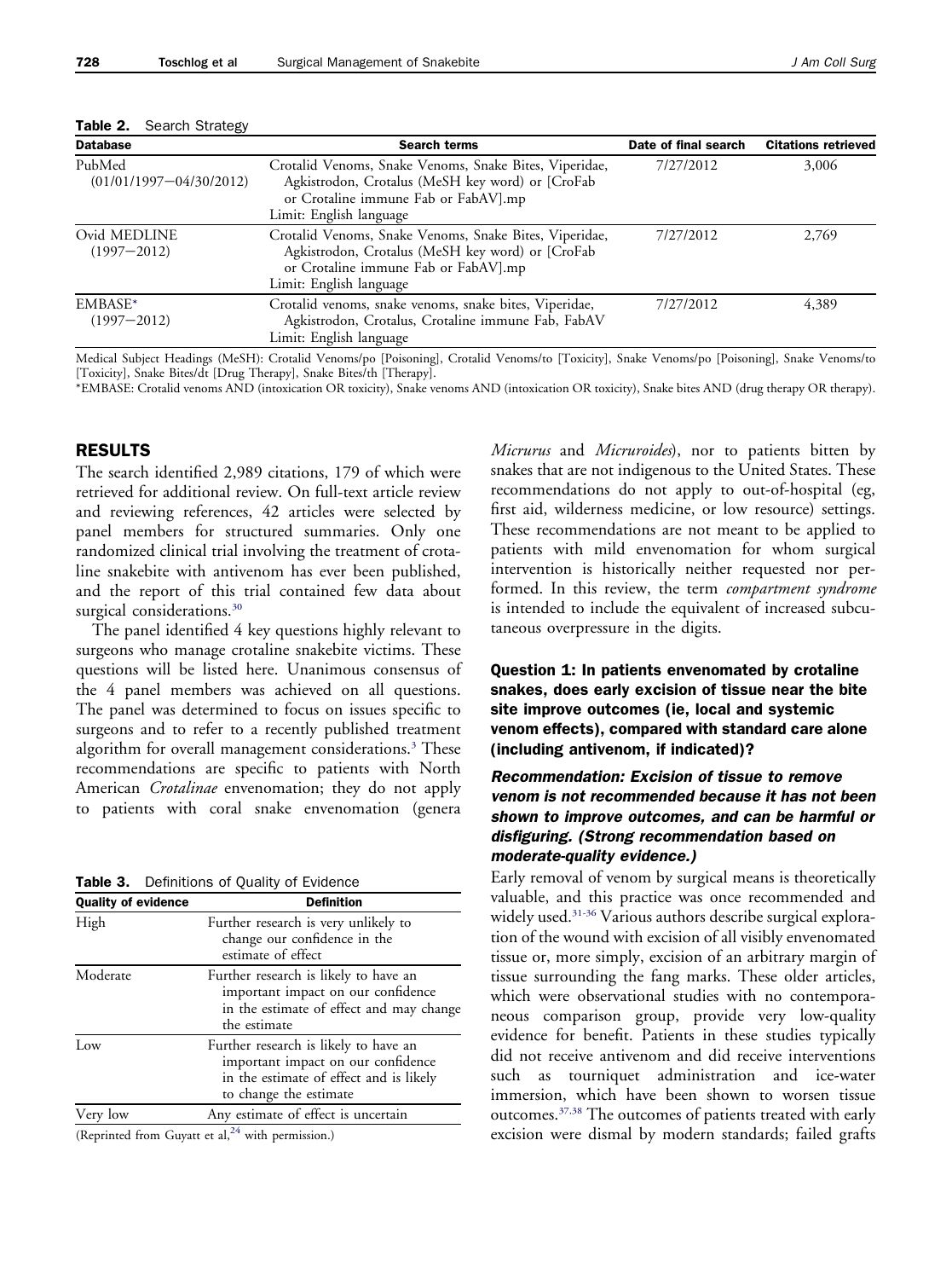**Table 2.** Search Strategy

| Database | Search terms | Date of final search | Citations retrieved |
|---|---|---|---|
| PubMed (01/01/1997–04/30/2012) | Crotalid Venoms, Snake Venoms, Snake Bites, Viperidae, Agkistrodon, Crotalus (MeSH key word) or [CroFab or Crotaline immune Fab or FabAV].mp Limit: English language | 7/27/2012 | 3,006 |
| Ovid MEDLINE (1997–2012) | Crotalid Venoms, Snake Venoms, Snake Bites, Viperidae, Agkistrodon, Crotalus (MeSH key word) or [CroFab or Crotaline immune Fab or FabAV].mp Limit: English language | 7/27/2012 | 2,769 |
| EMBASE* (1997–2012) | Crotalid venoms, snake venoms, snake bites, Viperidae, Agkistrodon, Crotalus, Crotaline immune Fab, FabAV Limit: English language | 7/27/2012 | 4,389 |

Medical Subject Headings (MeSH): Crotalid Venoms/po [Poisoning], Crotalid Venoms/to [Toxicity], Snake Venoms/po [Poisoning], Snake Venoms/to [Toxicity], Snake Bites/dt [Drug Therapy], Snake Bites/th [Therapy].

*EMBASE: Crotalid venoms AND (intoxication OR toxicity), Snake venoms AND (intoxication OR toxicity), Snake bites AND (drug therapy OR therapy).

**Table 3.** Definitions of Quality of Evidence

| Quality of evidence | Definition |
|---|---|
| High | Further research is very unlikely to change our confidence in the estimate of effect |
| Moderate | Further research is likely to have an important impact on our confidence in the estimate of effect and may change the estimate |
| Low | Further research is likely to have an important impact on our confidence in the estimate of effect and is likely to change the estimate |
| Very low | Any estimate of effect is uncertain |

(Reprinted from Guyatt et al,[24] with permission.)

## RESULTS

The search identified 2,989 citations, 179 of which were retrieved for additional review. On full-text article review and reviewing references, 42 articles were selected by panel members for structured summaries. Only one randomized clinical trial involving the treatment of crotaline snakebite with antivenom has ever been published, and the report of this trial contained few data about surgical considerations.[30]

The panel identified 4 key questions highly relevant to surgeons who manage crotaline snakebite victims. These questions will be listed here. Unanimous consensus of the 4 panel members was achieved on all questions. The panel was determined to focus on issues specific to surgeons and to refer to a recently published treatment algorithm for overall management considerations.[3] These recommendations are specific to patients with North American *Crotalinae* envenomation; they do not apply to patients with coral snake envenomation (genera *Micrurus* and *Micruroides*), nor to patients bitten by snakes that are not indigenous to the United States. These recommendations do not apply to out-of-hospital (eg, first aid, wilderness medicine, or low resource) settings. These recommendations are not meant to be applied to patients with mild envenomation for whom surgical intervention is historically neither requested nor performed. In this review, the term *compartment syndrome* is intended to include the equivalent of increased subcutaneous overpressure in the digits.

### Question 1: In patients envenomated by crotaline snakes, does early excision of tissue near the bite site improve outcomes (ie, local and systemic venom effects), compared with standard care alone (including antivenom, if indicated)?

#### *Recommendation: Excision of tissue to remove venom is not recommended because it has not been shown to improve outcomes, and can be harmful or disfiguring. (Strong recommendation based on moderate-quality evidence.)*

Early removal of venom by surgical means is theoretically valuable, and this practice was once recommended and widely used.[31-36] Various authors describe surgical exploration of the wound with excision of all visibly envenomated tissue or, more simply, excision of an arbitrary margin of tissue surrounding the fang marks. These older articles, which were observational studies with no contemporaneous comparison group, provide very low-quality evidence for benefit. Patients in these studies typically did not receive antivenom and did receive interventions such as tourniquet administration and ice-water immersion, which have been shown to worsen tissue outcomes.[37,38] The outcomes of patients treated with early excision were dismal by modern standards; failed grafts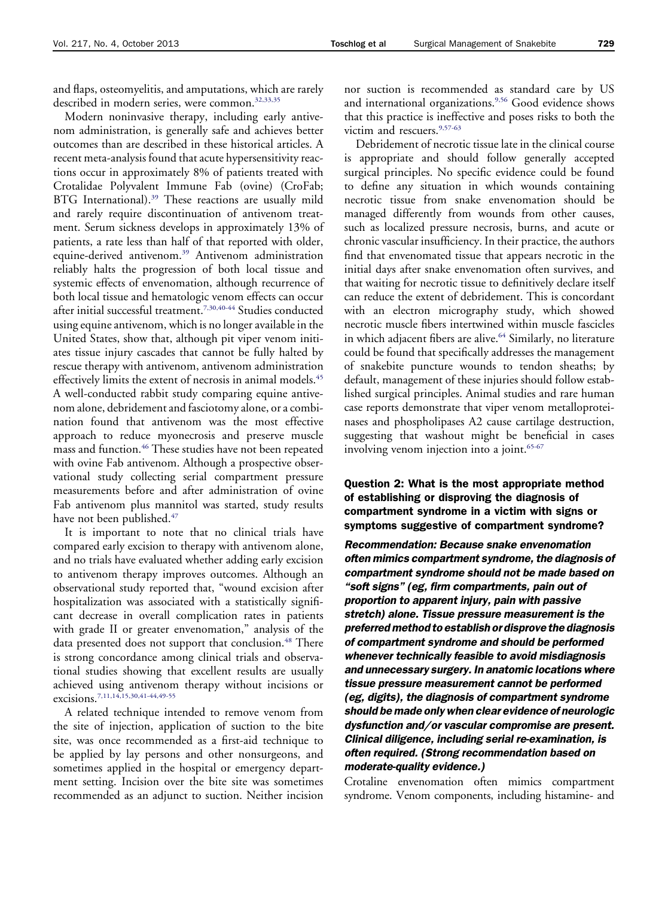and flaps, osteomyelitis, and amputations, which are rarely described in modern series, were common.[32,33,35]

Modern noninvasive therapy, including early antivenom administration, is generally safe and achieves better outcomes than are described in these historical articles. A recent meta-analysis found that acute hypersensitivity reactions occur in approximately 8% of patients treated with Crotalidae Polyvalent Immune Fab (ovine) (CroFab; BTG International).[39] These reactions are usually mild and rarely require discontinuation of antivenom treatment. Serum sickness develops in approximately 13% of patients, a rate less than half of that reported with older, equine-derived antivenom.[39] Antivenom administration reliably halts the progression of both local tissue and systemic effects of envenomation, although recurrence of both local tissue and hematologic venom effects can occur after initial successful treatment.[7,30,40-44] Studies conducted using equine antivenom, which is no longer available in the United States, show that, although pit viper venom initiates tissue injury cascades that cannot be fully halted by rescue therapy with antivenom, antivenom administration effectively limits the extent of necrosis in animal models.[45] A well-conducted rabbit study comparing equine antivenom alone, debridement and fasciotomy alone, or a combination found that antivenom was the most effective approach to reduce myonecrosis and preserve muscle mass and function.[46] These studies have not been repeated with ovine Fab antivenom. Although a prospective observational study collecting serial compartment pressure measurements before and after administration of ovine Fab antivenom plus mannitol was started, study results have not been published.[47]

It is important to note that no clinical trials have compared early excision to therapy with antivenom alone, and no trials have evaluated whether adding early excision to antivenom therapy improves outcomes. Although an observational study reported that, "wound excision after hospitalization was associated with a statistically significant decrease in overall complication rates in patients with grade II or greater envenomation," analysis of the data presented does not support that conclusion.[48] There is strong concordance among clinical trials and observational studies showing that excellent results are usually achieved using antivenom therapy without incisions or excisions.[7,11,14,15,30,41-44,49-55]

A related technique intended to remove venom from the site of injection, application of suction to the bite site, was once recommended as a first-aid technique to be applied by lay persons and other nonsurgeons, and sometimes applied in the hospital or emergency department setting. Incision over the bite site was sometimes recommended as an adjunct to suction. Neither incision nor suction is recommended as standard care by US and international organizations.[9,56] Good evidence shows that this practice is ineffective and poses risks to both the victim and rescuers.[9,57-63]

Debridement of necrotic tissue late in the clinical course is appropriate and should follow generally accepted surgical principles. No specific evidence could be found to define any situation in which wounds containing necrotic tissue from snake envenomation should be managed differently from wounds from other causes, such as localized pressure necrosis, burns, and acute or chronic vascular insufficiency. In their practice, the authors find that envenomated tissue that appears necrotic in the initial days after snake envenomation often survives, and that waiting for necrotic tissue to definitively declare itself can reduce the extent of debridement. This is concordant with an electron micrography study, which showed necrotic muscle fibers intertwined within muscle fascicles in which adjacent fibers are alive.[64] Similarly, no literature could be found that specifically addresses the management of snakebite puncture wounds to tendon sheaths; by default, management of these injuries should follow established surgical principles. Animal studies and rare human case reports demonstrate that viper venom metalloproteinases and phospholipases A2 cause cartilage destruction, suggesting that washout might be beneficial in cases involving venom injection into a joint.[65-67]

### Question 2: What is the most appropriate method of establishing or disproving the diagnosis of compartment syndrome in a victim with signs or symptoms suggestive of compartment syndrome?

***Recommendation: Because snake envenomation often mimics compartment syndrome, the diagnosis of compartment syndrome should not be made based on "soft signs" (eg, firm compartments, pain out of proportion to apparent injury, pain with passive stretch) alone. Tissue pressure measurement is the preferred method to establish or disprove the diagnosis of compartment syndrome and should be performed whenever technically feasible to avoid misdiagnosis and unnecessary surgery. In anatomic locations where tissue pressure measurement cannot be performed (eg, digits), the diagnosis of compartment syndrome should be made only when clear evidence of neurologic dysfunction and/or vascular compromise are present. Clinical diligence, including serial re-examination, is often required. (Strong recommendation based on moderate-quality evidence.)***

Crotaline envenomation often mimics compartment syndrome. Venom components, including histamine- and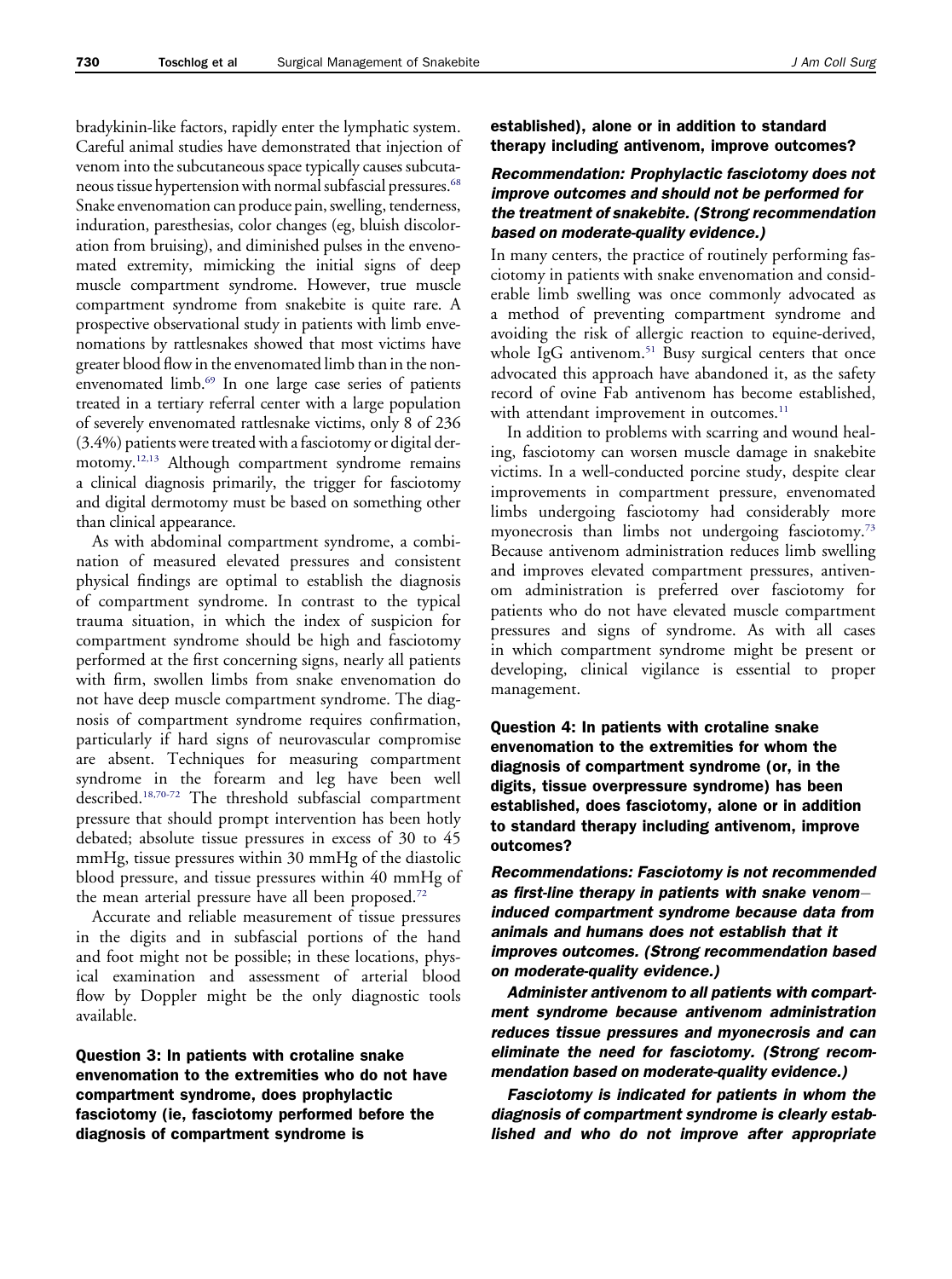bradykinin-like factors, rapidly enter the lymphatic system. Careful animal studies have demonstrated that injection of venom into the subcutaneous space typically causes subcutaneous tissue hypertension with normal subfascial pressures.[68] Snake envenomation can produce pain, swelling, tenderness, induration, paresthesias, color changes (eg, bluish discoloration from bruising), and diminished pulses in the envenomated extremity, mimicking the initial signs of deep muscle compartment syndrome. However, true muscle compartment syndrome from snakebite is quite rare. A prospective observational study in patients with limb envenomations by rattlesnakes showed that most victims have greater blood flow in the envenomated limb than in the nonenvenomated limb.[69] In one large case series of patients treated in a tertiary referral center with a large population of severely envenomated rattlesnake victims, only 8 of 236 (3.4%) patients were treated with a fasciotomy or digital dermotomy.[12,13] Although compartment syndrome remains a clinical diagnosis primarily, the trigger for fasciotomy and digital dermotomy must be based on something other than clinical appearance.

As with abdominal compartment syndrome, a combination of measured elevated pressures and consistent physical findings are optimal to establish the diagnosis of compartment syndrome. In contrast to the typical trauma situation, in which the index of suspicion for compartment syndrome should be high and fasciotomy performed at the first concerning signs, nearly all patients with firm, swollen limbs from snake envenomation do not have deep muscle compartment syndrome. The diagnosis of compartment syndrome requires confirmation, particularly if hard signs of neurovascular compromise are absent. Techniques for measuring compartment syndrome in the forearm and leg have been well described.[18,70-72] The threshold subfascial compartment pressure that should prompt intervention has been hotly debated; absolute tissue pressures in excess of 30 to 45 mmHg, tissue pressures within 30 mmHg of the diastolic blood pressure, and tissue pressures within 40 mmHg of the mean arterial pressure have all been proposed.[72]

Accurate and reliable measurement of tissue pressures in the digits and in subfascial portions of the hand and foot might not be possible; in these locations, physical examination and assessment of arterial blood flow by Doppler might be the only diagnostic tools available.

### Question 3: In patients with crotaline snake envenomation to the extremities who do not have compartment syndrome, does prophylactic fasciotomy (ie, fasciotomy performed before the diagnosis of compartment syndrome is established), alone or in addition to standard therapy including antivenom, improve outcomes?

***Recommendation: Prophylactic fasciotomy does not improve outcomes and should not be performed for the treatment of snakebite. (Strong recommendation based on moderate-quality evidence.)***

In many centers, the practice of routinely performing fasciotomy in patients with snake envenomation and considerable limb swelling was once commonly advocated as a method of preventing compartment syndrome and avoiding the risk of allergic reaction to equine-derived, whole IgG antivenom.[51] Busy surgical centers that once advocated this approach have abandoned it, as the safety record of ovine Fab antivenom has become established, with attendant improvement in outcomes.[11]

In addition to problems with scarring and wound healing, fasciotomy can worsen muscle damage in snakebite victims. In a well-conducted porcine study, despite clear improvements in compartment pressure, envenomated limbs undergoing fasciotomy had considerably more myonecrosis than limbs not undergoing fasciotomy.[73] Because antivenom administration reduces limb swelling and improves elevated compartment pressures, antivenom administration is preferred over fasciotomy for patients who do not have elevated muscle compartment pressures and signs of syndrome. As with all cases in which compartment syndrome might be present or developing, clinical vigilance is essential to proper management.

### Question 4: In patients with crotaline snake envenomation to the extremities for whom the diagnosis of compartment syndrome (or, in the digits, tissue overpressure syndrome) has been established, does fasciotomy, alone or in addition to standard therapy including antivenom, improve outcomes?

***Recommendations: Fasciotomy is not recommended as first-line therapy in patients with snake venom–induced compartment syndrome because data from animals and humans does not establish that it improves outcomes. (Strong recommendation based on moderate-quality evidence.)***

***Administer antivenom to all patients with compartment syndrome because antivenom administration reduces tissue pressures and myonecrosis and can eliminate the need for fasciotomy. (Strong recommendation based on moderate-quality evidence.)***

***Fasciotomy is indicated for patients in whom the diagnosis of compartment syndrome is clearly established and who do not improve after appropriate***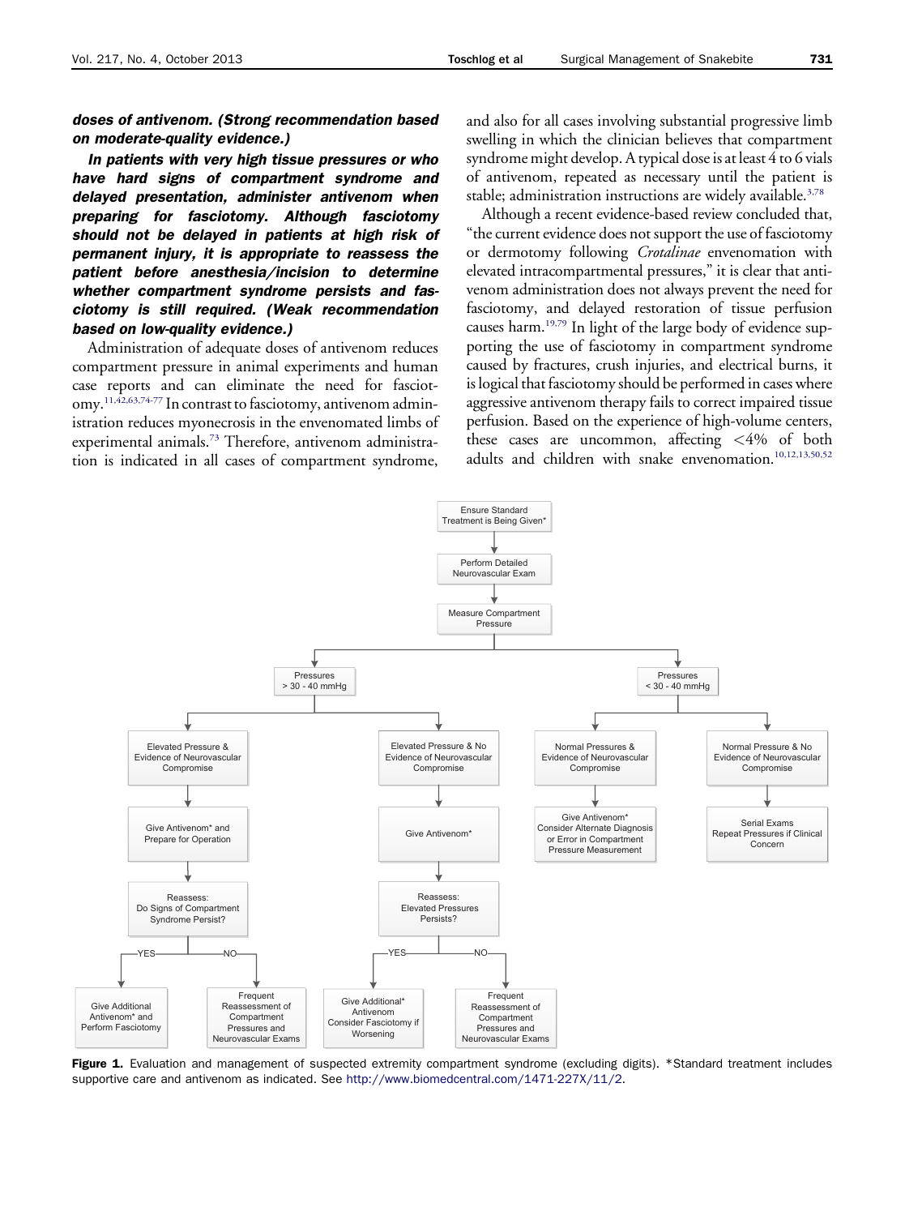***doses of antivenom. (Strong recommendation based on moderate-quality evidence.)***

***In patients with very high tissue pressures or who have hard signs of compartment syndrome and delayed presentation, administer antivenom when preparing for fasciotomy. Although fasciotomy should not be delayed in patients at high risk of permanent injury, it is appropriate to reassess the patient before anesthesia/incision to determine whether compartment syndrome persists and fasciotomy is still required. (Weak recommendation based on low-quality evidence.)***

Administration of adequate doses of antivenom reduces compartment pressure in animal experiments and human case reports and can eliminate the need for fasciotomy.[11,42,63,74-77] In contrast to fasciotomy, antivenom administration reduces myonecrosis in the envenomated limbs of experimental animals.[73] Therefore, antivenom administration is indicated in all cases of compartment syndrome, and also for all cases involving substantial progressive limb swelling in which the clinician believes that compartment syndrome might develop. A typical dose is at least 4 to 6 vials of antivenom, repeated as necessary until the patient is stable; administration instructions are widely available.[3,78]

Although a recent evidence-based review concluded that, "the current evidence does not support the use of fasciotomy or dermotomy following *Crotalinae* envenomation with elevated intracompartmental pressures," it is clear that antivenom administration does not always prevent the need for fasciotomy, and delayed restoration of tissue perfusion causes harm.[19,79] In light of the large body of evidence supporting the use of fasciotomy in compartment syndrome caused by fractures, crush injuries, and electrical burns, it is logical that fasciotomy should be performed in cases where aggressive antivenom therapy fails to correct impaired tissue perfusion. Based on the experience of high-volume centers, these cases are uncommon, affecting <4% of both adults and children with snake envenomation.[10,12,13,50,52]

- Ensure Standard Treatment is Being Given*
- Perform Detailed Neurovascular Exam
- Measure Compartment Pressure
  - Pressures > 30 - 40 mmHg
    - Elevated Pressure & Evidence of Neurovascular Compromise
      - Give Antivenom* and Prepare for Operation
      - Reassess: Do Signs of Compartment Syndrome Persist?
        - YES: Give Additional Antivenom* and Perform Fasciotomy
        - NO: Frequent Reassessment of Compartment Pressures and Neurovascular Exams
    - Elevated Pressure & No Evidence of Neurovascular Compromise
      - Give Antivenom*
      - Reassess: Elevated Pressures Persists?
        - YES: Give Additional* Antivenom Consider Fasciotomy if Worsening
        - NO: Frequent Reassessment of Compartment Pressures and Neurovascular Exams
  - Pressures < 30 - 40 mmHg
    - Normal Pressures & Evidence of Neurovascular Compromise
      - Give Antivenom* Consider Alternate Diagnosis or Error in Compartment Pressure Measurement
    - Normal Pressure & No Evidence of Neurovascular Compromise
      - Serial Exams Repeat Pressures if Clinical Concern

**Figure 1.** Evaluation and management of suspected extremity compartment syndrome (excluding digits). *Standard treatment includes supportive care and antivenom as indicated. See http://www.biomedcentral.com/1471-227X/11/2.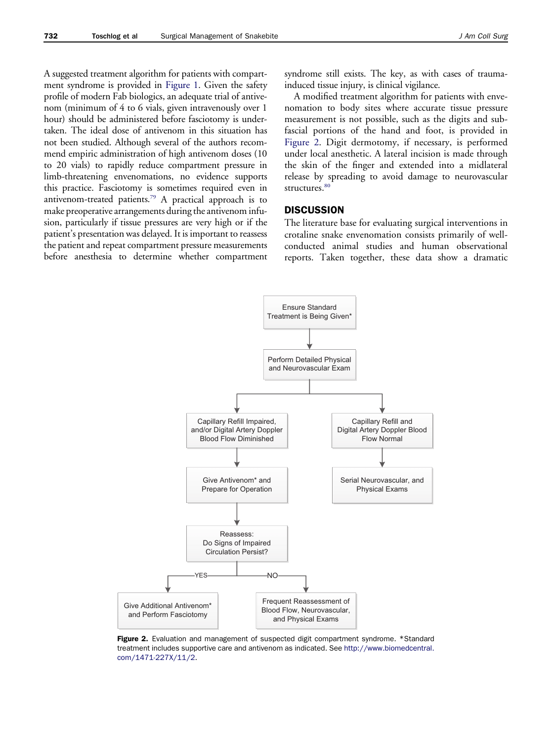A suggested treatment algorithm for patients with compartment syndrome is provided in Figure 1. Given the safety profile of modern Fab biologics, an adequate trial of antivenom (minimum of 4 to 6 vials, given intravenously over 1 hour) should be administered before fasciotomy is undertaken. The ideal dose of antivenom in this situation has not been studied. Although several of the authors recommend empiric administration of high antivenom doses (10 to 20 vials) to rapidly reduce compartment pressure in limb-threatening envenomations, no evidence supports this practice. Fasciotomy is sometimes required even in antivenom-treated patients.[79] A practical approach is to make preoperative arrangements during the antivenom infusion, particularly if tissue pressures are very high or if the patient's presentation was delayed. It is important to reassess the patient and repeat compartment pressure measurements before anesthesia to determine whether compartment syndrome still exists. The key, as with cases of trauma-induced tissue injury, is clinical vigilance.

A modified treatment algorithm for patients with envenomation to body sites where accurate tissue pressure measurement is not possible, such as the digits and subfascial portions of the hand and foot, is provided in Figure 2. Digit dermotomy, if necessary, is performed under local anesthetic. A lateral incision is made through the skin of the finger and extended into a midlateral release by spreading to avoid damage to neurovascular structures.[80]

## DISCUSSION

The literature base for evaluating surgical interventions in crotaline snake envenomation consists primarily of well-conducted animal studies and human observational reports. Taken together, these data show a dramatic

Ensure Standard Treatment is Being Given*

↓

Perform Detailed Physical and Neurovascular Exam

↓

- Capillary Refill Impaired, and/or Digital Artery Doppler Blood Flow Diminished → Give Antivenom* and Prepare for Operation → Reassess: Do Signs of Impaired Circulation Persist?
  - YES → Give Additional Antivenom* and Perform Fasciotomy
  - NO → Frequent Reassessment of Blood Flow, Neurovascular, and Physical Exams
- Capillary Refill and Digital Artery Doppler Blood Flow Normal → Serial Neurovascular, and Physical Exams

**Figure 2.** Evaluation and management of suspected digit compartment syndrome. *Standard treatment includes supportive care and antivenom as indicated. See http://www.biomedcentral.com/1471-227X/11/2.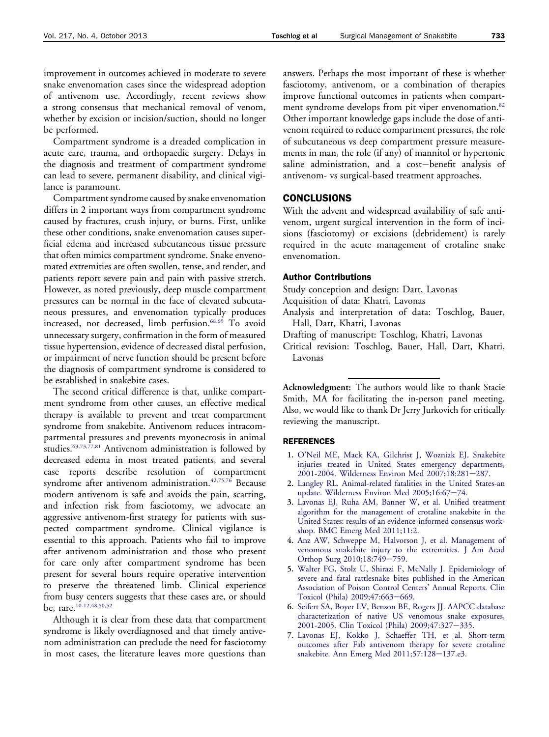improvement in outcomes achieved in moderate to severe snake envenomation cases since the widespread adoption of antivenom use. Accordingly, recent reviews show a strong consensus that mechanical removal of venom, whether by excision or incision/suction, should no longer be performed.

Compartment syndrome is a dreaded complication in acute care, trauma, and orthopaedic surgery. Delays in the diagnosis and treatment of compartment syndrome can lead to severe, permanent disability, and clinical vigilance is paramount.

Compartment syndrome caused by snake envenomation differs in 2 important ways from compartment syndrome caused by fractures, crush injury, or burns. First, unlike these other conditions, snake envenomation causes superficial edema and increased subcutaneous tissue pressure that often mimics compartment syndrome. Snake envenomated extremities are often swollen, tense, and tender, and patients report severe pain and pain with passive stretch. However, as noted previously, deep muscle compartment pressures can be normal in the face of elevated subcutaneous pressures, and envenomation typically produces increased, not decreased, limb perfusion.[68,69] To avoid unnecessary surgery, confirmation in the form of measured tissue hypertension, evidence of decreased distal perfusion, or impairment of nerve function should be present before the diagnosis of compartment syndrome is considered to be established in snakebite cases.

The second critical difference is that, unlike compartment syndrome from other causes, an effective medical therapy is available to prevent and treat compartment syndrome from snakebite. Antivenom reduces intracompartmental pressures and prevents myonecrosis in animal studies.[63,73,77,81] Antivenom administration is followed by decreased edema in most treated patients, and several case reports describe resolution of compartment syndrome after antivenom administration.[42,75,76] Because modern antivenom is safe and avoids the pain, scarring, and infection risk from fasciotomy, we advocate an aggressive antivenom-first strategy for patients with suspected compartment syndrome. Clinical vigilance is essential to this approach. Patients who fail to improve after antivenom administration and those who present for care only after compartment syndrome has been present for several hours require operative intervention to preserve the threatened limb. Clinical experience from busy centers suggests that these cases are, or should be, rare.[10-12,48,50,52]

Although it is clear from these data that compartment syndrome is likely overdiagnosed and that timely antivenom administration can preclude the need for fasciotomy in most cases, the literature leaves more questions than answers. Perhaps the most important of these is whether fasciotomy, antivenom, or a combination of therapies improve functional outcomes in patients when compartment syndrome develops from pit viper envenomation.[82] Other important knowledge gaps include the dose of antivenom required to reduce compartment pressures, the role of subcutaneous vs deep compartment pressure measurements in man, the role (if any) of mannitol or hypertonic saline administration, and a cost–benefit analysis of antivenom- vs surgical-based treatment approaches.

## CONCLUSIONS

With the advent and widespread availability of safe antivenom, urgent surgical intervention in the form of incisions (fasciotomy) or excisions (debridement) is rarely required in the acute management of crotaline snake envenomation.

### Author Contributions

Study conception and design: Dart, Lavonas

Acquisition of data: Khatri, Lavonas

Analysis and interpretation of data: Toschlog, Bauer, Hall, Dart, Khatri, Lavonas

Drafting of manuscript: Toschlog, Khatri, Lavonas

Critical revision: Toschlog, Bauer, Hall, Dart, Khatri, Lavonas

**Acknowledgment:** The authors would like to thank Stacie Smith, MA for facilitating the in-person panel meeting. Also, we would like to thank Dr Jerry Jurkovich for critically reviewing the manuscript.

## REFERENCES

1. O'Neil ME, Mack KA, Gilchrist J, Wozniak EJ. Snakebite injuries treated in United States emergency departments, 2001-2004. Wilderness Environ Med 2007;18:281–287.
2. Langley RL. Animal-related fatalities in the United States-an update. Wilderness Environ Med 2005;16:67–74.
3. Lavonas EJ, Ruha AM, Banner W, et al. Unified treatment algorithm for the management of crotaline snakebite in the United States: results of an evidence-informed consensus workshop. BMC Emerg Med 2011;11:2.
4. Anz AW, Schweppe M, Halvorson J, et al. Management of venomous snakebite injury to the extremities. J Am Acad Orthop Surg 2010;18:749–759.
5. Walter FG, Stolz U, Shirazi F, McNally J. Epidemiology of severe and fatal rattlesnake bites published in the American Association of Poison Control Centers' Annual Reports. Clin Toxicol (Phila) 2009;47:663–669.
6. Seifert SA, Boyer LV, Benson BE, Rogers JJ. AAPCC database characterization of native US venomous snake exposures, 2001-2005. Clin Toxicol (Phila) 2009;47:327–335.
7. Lavonas EJ, Kokko J, Schaeffer TH, et al. Short-term outcomes after Fab antivenom therapy for severe crotaline snakebite. Ann Emerg Med 2011;57:128–137.e3.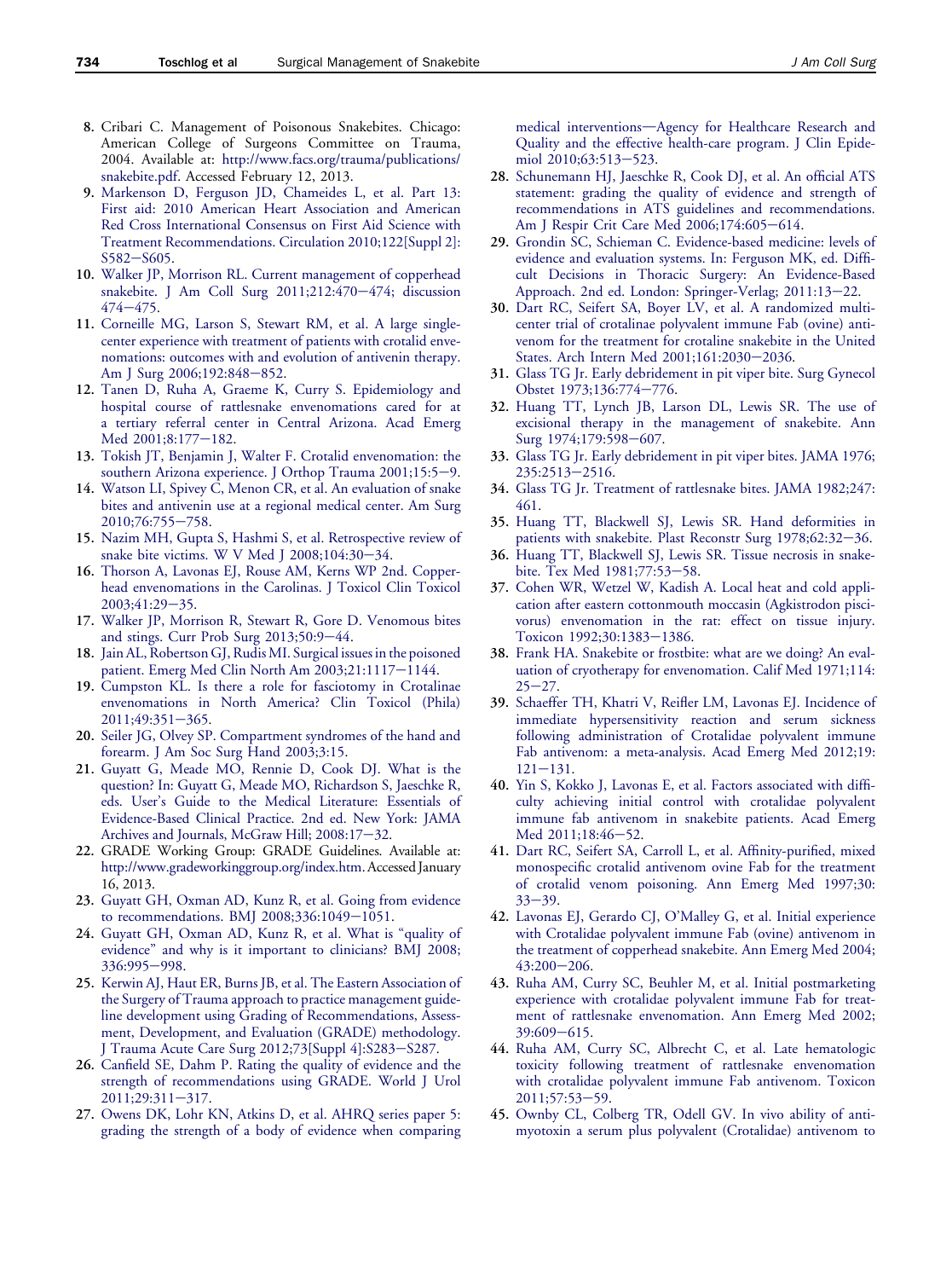8. Cribari C. Management of Poisonous Snakebites. Chicago: American College of Surgeons Committee on Trauma, 2004. Available at: http://www.facs.org/trauma/publications/snakebite.pdf. Accessed February 12, 2013.
9. Markenson D, Ferguson JD, Chameides L, et al. Part 13: First aid: 2010 American Heart Association and American Red Cross International Consensus on First Aid Science with Treatment Recommendations. Circulation 2010;122[Suppl 2]: S582–S605.
10. Walker JP, Morrison RL. Current management of copperhead snakebite. J Am Coll Surg 2011;212:470–474; discussion 474–475.
11. Corneille MG, Larson S, Stewart RM, et al. A large single-center experience with treatment of patients with crotalid envenomations: outcomes with and evolution of antivenin therapy. Am J Surg 2006;192:848–852.
12. Tanen D, Ruha A, Graeme K, Curry S. Epidemiology and hospital course of rattlesnake envenomations cared for at a tertiary referral center in Central Arizona. Acad Emerg Med 2001;8:177–182.
13. Tokish JT, Benjamin J, Walter F. Crotalid envenomation: the southern Arizona experience. J Orthop Trauma 2001;15:5–9.
14. Watson LI, Spivey C, Menon CR, et al. An evaluation of snake bites and antivenin use at a regional medical center. Am Surg 2010;76:755–758.
15. Nazim MH, Gupta S, Hashmi S, et al. Retrospective review of snake bite victims. W V Med J 2008;104:30–34.
16. Thorson A, Lavonas EJ, Rouse AM, Kerns WP 2nd. Copperhead envenomations in the Carolinas. J Toxicol Clin Toxicol 2003;41:29–35.
17. Walker JP, Morrison R, Stewart R, Gore D. Venomous bites and stings. Curr Prob Surg 2013;50:9–44.
18. Jain AL, Robertson GJ, Rudis MI. Surgical issues in the poisoned patient. Emerg Med Clin North Am 2003;21:1117–1144.
19. Cumpston KL. Is there a role for fasciotomy in Crotalinae envenomations in North America? Clin Toxicol (Phila) 2011;49:351–365.
20. Seiler JG, Olvey SP. Compartment syndromes of the hand and forearm. J Am Soc Surg Hand 2003;3:15.
21. Guyatt G, Meade MO, Rennie D, Cook DJ. What is the question? In: Guyatt G, Meade MO, Richardson S, Jaeschke R, eds. User's Guide to the Medical Literature: Essentials of Evidence-Based Clinical Practice. 2nd ed. New York: JAMA Archives and Journals, McGraw Hill; 2008:17–32.
22. GRADE Working Group: GRADE Guidelines. Available at: http://www.gradeworkinggroup.org/index.htm. Accessed January 16, 2013.
23. Guyatt GH, Oxman AD, Kunz R, et al. Going from evidence to recommendations. BMJ 2008;336:1049–1051.
24. Guyatt GH, Oxman AD, Kunz R, et al. What is "quality of evidence" and why is it important to clinicians? BMJ 2008; 336:995–998.
25. Kerwin AJ, Haut ER, Burns JB, et al. The Eastern Association of the Surgery of Trauma approach to practice management guideline development using Grading of Recommendations, Assessment, Development, and Evaluation (GRADE) methodology. J Trauma Acute Care Surg 2012;73[Suppl 4]:S283–S287.
26. Canfield SE, Dahm P. Rating the quality of evidence and the strength of recommendations using GRADE. World J Urol 2011;29:311–317.
27. Owens DK, Lohr KN, Atkins D, et al. AHRQ series paper 5: grading the strength of a body of evidence when comparing medical interventions—Agency for Healthcare Research and Quality and the effective health-care program. J Clin Epidemiol 2010;63:513–523.
28. Schunemann HJ, Jaeschke R, Cook DJ, et al. An official ATS statement: grading the quality of evidence and strength of recommendations in ATS guidelines and recommendations. Am J Respir Crit Care Med 2006;174:605–614.
29. Grondin SC, Schieman C. Evidence-based medicine: levels of evidence and evaluation systems. In: Ferguson MK, ed. Difficult Decisions in Thoracic Surgery: An Evidence-Based Approach. 2nd ed. London: Springer-Verlag; 2011:13–22.
30. Dart RC, Seifert SA, Boyer LV, et al. A randomized multi-center trial of crotalinae polyvalent immune Fab (ovine) antivenom for the treatment for crotaline snakebite in the United States. Arch Intern Med 2001;161:2030–2036.
31. Glass TG Jr. Early debridement in pit viper bite. Surg Gynecol Obstet 1973;136:774–776.
32. Huang TT, Lynch JB, Larson DL, Lewis SR. The use of excisional therapy in the management of snakebite. Ann Surg 1974;179:598–607.
33. Glass TG Jr. Early debridement in pit viper bites. JAMA 1976; 235:2513–2516.
34. Glass TG Jr. Treatment of rattlesnake bites. JAMA 1982;247: 461.
35. Huang TT, Blackwell SJ, Lewis SR. Hand deformities in patients with snakebite. Plast Reconstr Surg 1978;62:32–36.
36. Huang TT, Blackwell SJ, Lewis SR. Tissue necrosis in snakebite. Tex Med 1981;77:53–58.
37. Cohen WR, Wetzel W, Kadish A. Local heat and cold application after eastern cottonmouth moccasin (Agkistrodon piscivorus) envenomation in the rat: effect on tissue injury. Toxicon 1992;30:1383–1386.
38. Frank HA. Snakebite or frostbite: what are we doing? An evaluation of cryotherapy for envenomation. Calif Med 1971;114: 25–27.
39. Schaeffer TH, Khatri V, Reifler LM, Lavonas EJ. Incidence of immediate hypersensitivity reaction and serum sickness following administration of Crotalidae polyvalent immune Fab antivenom: a meta-analysis. Acad Emerg Med 2012;19: 121–131.
40. Yin S, Kokko J, Lavonas E, et al. Factors associated with difficulty achieving initial control with crotalidae polyvalent immune fab antivenom in snakebite patients. Acad Emerg Med 2011;18:46–52.
41. Dart RC, Seifert SA, Carroll L, et al. Affinity-purified, mixed monospecific crotalid antivenom ovine Fab for the treatment of crotalid venom poisoning. Ann Emerg Med 1997;30: 33–39.
42. Lavonas EJ, Gerardo CJ, O'Malley G, et al. Initial experience with Crotalidae polyvalent immune Fab (ovine) antivenom in the treatment of copperhead snakebite. Ann Emerg Med 2004; 43:200–206.
43. Ruha AM, Curry SC, Beuhler M, et al. Initial postmarketing experience with crotalidae polyvalent immune Fab for treatment of rattlesnake envenomation. Ann Emerg Med 2002; 39:609–615.
44. Ruha AM, Curry SC, Albrecht C, et al. Late hematologic toxicity following treatment of rattlesnake envenomation with crotalidae polyvalent immune Fab antivenom. Toxicon 2011;57:53–59.
45. Ownby CL, Colberg TR, Odell GV. In vivo ability of antimyotoxin a serum plus polyvalent (Crotalidae) antivenom to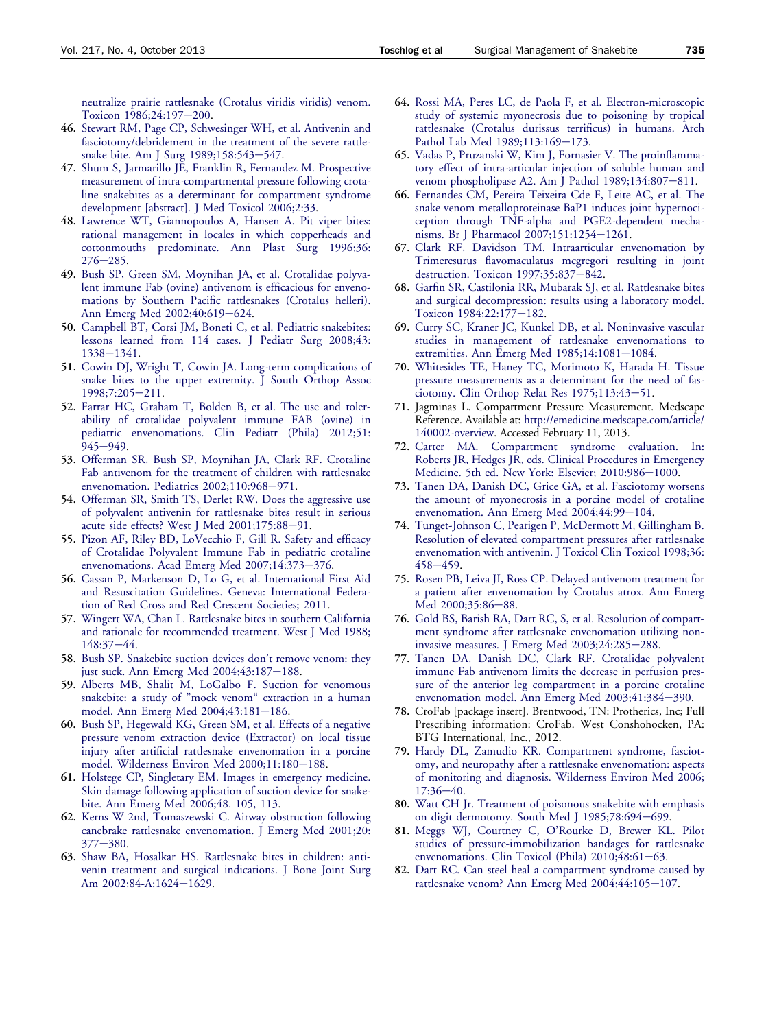neutralize prairie rattlesnake (Crotalus viridis viridis) venom. Toxicon 1986;24:197–200.

46. Stewart RM, Page CP, Schwesinger WH, et al. Antivenin and fasciotomy/debridement in the treatment of the severe rattlesnake bite. Am J Surg 1989;158:543–547.
47. Shum S, Jarmarillo JE, Franklin R, Fernandez M. Prospective measurement of intra-compartmental pressure following crotaline snakebites as a determinant for compartment syndrome development [abstract]. J Med Toxicol 2006;2:33.
48. Lawrence WT, Giannopoulos A, Hansen A. Pit viper bites: rational management in locales in which copperheads and cottonmouths predominate. Ann Plast Surg 1996;36: 276–285.
49. Bush SP, Green SM, Moynihan JA, et al. Crotalidae polyvalent immune Fab (ovine) antivenom is efficacious for envenomations by Southern Pacific rattlesnakes (Crotalus helleri). Ann Emerg Med 2002;40:619–624.
50. Campbell BT, Corsi JM, Boneti C, et al. Pediatric snakebites: lessons learned from 114 cases. J Pediatr Surg 2008;43: 1338–1341.
51. Cowin DJ, Wright T, Cowin JA. Long-term complications of snake bites to the upper extremity. J South Orthop Assoc 1998;7:205–211.
52. Farrar HC, Graham T, Bolden B, et al. The use and tolerability of crotalidae polyvalent immune FAB (ovine) in pediatric envenomations. Clin Pediatr (Phila) 2012;51: 945–949.
53. Offerman SR, Bush SP, Moynihan JA, Clark RF. Crotaline Fab antivenom for the treatment of children with rattlesnake envenomation. Pediatrics 2002;110:968–971.
54. Offerman SR, Smith TS, Derlet RW. Does the aggressive use of polyvalent antivenin for rattlesnake bites result in serious acute side effects? West J Med 2001;175:88–91.
55. Pizon AF, Riley BD, LoVecchio F, Gill R. Safety and efficacy of Crotalidae Polyvalent Immune Fab in pediatric crotaline envenomations. Acad Emerg Med 2007;14:373–376.
56. Cassan P, Markenson D, Lo G, et al. International First Aid and Resuscitation Guidelines. Geneva: International Federation of Red Cross and Red Crescent Societies; 2011.
57. Wingert WA, Chan L. Rattlesnake bites in southern California and rationale for recommended treatment. West J Med 1988; 148:37–44.
58. Bush SP. Snakebite suction devices don't remove venom: they just suck. Ann Emerg Med 2004;43:187–188.
59. Alberts MB, Shalit M, LoGalbo F. Suction for venomous snakebite: a study of "mock venom" extraction in a human model. Ann Emerg Med 2004;43:181–186.
60. Bush SP, Hegewald KG, Green SM, et al. Effects of a negative pressure venom extraction device (Extractor) on local tissue injury after artificial rattlesnake envenomation in a porcine model. Wilderness Environ Med 2000;11:180–188.
61. Holstege CP, Singletary EM. Images in emergency medicine. Skin damage following application of suction device for snakebite. Ann Emerg Med 2006;48. 105, 113.
62. Kerns W 2nd, Tomaszewski C. Airway obstruction following canebrake rattlesnake envenomation. J Emerg Med 2001;20: 377–380.
63. Shaw BA, Hosalkar HS. Rattlesnake bites in children: antivenin treatment and surgical indications. J Bone Joint Surg Am 2002;84-A:1624–1629.
64. Rossi MA, Peres LC, de Paola F, et al. Electron-microscopic study of systemic myonecrosis due to poisoning by tropical rattlesnake (Crotalus durissus terrificus) in humans. Arch Pathol Lab Med 1989;113:169–173.
65. Vadas P, Pruzanski W, Kim J, Fornasier V. The proinflammatory effect of intra-articular injection of soluble human and venom phospholipase A2. Am J Pathol 1989;134:807–811.
66. Fernandes CM, Pereira Teixeira Cde F, Leite AC, et al. The snake venom metalloproteinase BaP1 induces joint hypernociception through TNF-alpha and PGE2-dependent mechanisms. Br J Pharmacol 2007;151:1254–1261.
67. Clark RF, Davidson TM. Intraarticular envenomation by Trimeresurus flavomaculatus mcgregori resulting in joint destruction. Toxicon 1997;35:837–842.
68. Garfin SR, Castilonia RR, Mubarak SJ, et al. Rattlesnake bites and surgical decompression: results using a laboratory model. Toxicon 1984;22:177–182.
69. Curry SC, Kraner JC, Kunkel DB, et al. Noninvasive vascular studies in management of rattlesnake envenomations to extremities. Ann Emerg Med 1985;14:1081–1084.
70. Whitesides TE, Haney TC, Morimoto K, Harada H. Tissue pressure measurements as a determinant for the need of fasciotomy. Clin Orthop Relat Res 1975;113:43–51.
71. Jagminas L. Compartment Pressure Measurement. Medscape Reference. Available at: http://emedicine.medscape.com/article/140002-overview. Accessed February 11, 2013.
72. Carter MA. Compartment syndrome evaluation. In: Roberts JR, Hedges JR, eds. Clinical Procedures in Emergency Medicine. 5th ed. New York: Elsevier; 2010:986–1000.
73. Tanen DA, Danish DC, Grice GA, et al. Fasciotomy worsens the amount of myonecrosis in a porcine model of crotaline envenomation. Ann Emerg Med 2004;44:99–104.
74. Tunget-Johnson C, Pearigen P, McDermott M, Gillingham B. Resolution of elevated compartment pressures after rattlesnake envenomation with antivenin. J Toxicol Clin Toxicol 1998;36: 458–459.
75. Rosen PB, Leiva JI, Ross CP. Delayed antivenom treatment for a patient after envenomation by Crotalus atrox. Ann Emerg Med 2000;35:86–88.
76. Gold BS, Barish RA, Dart RC, S, et al. Resolution of compartment syndrome after rattlesnake envenomation utilizing noninvasive measures. J Emerg Med 2003;24:285–288.
77. Tanen DA, Danish DC, Clark RF. Crotalidae polyvalent immune Fab antivenom limits the decrease in perfusion pressure of the anterior leg compartment in a porcine crotaline envenomation model. Ann Emerg Med 2003;41:384–390.
78. CroFab [package insert]. Brentwood, TN: Protherics, Inc; Full Prescribing information: CroFab. West Conshohocken, PA: BTG International, Inc., 2012.
79. Hardy DL, Zamudio KR. Compartment syndrome, fasciotomy, and neuropathy after a rattlesnake envenomation: aspects of monitoring and diagnosis. Wilderness Environ Med 2006; 17:36–40.
80. Watt CH Jr. Treatment of poisonous snakebite with emphasis on digit dermotomy. South Med J 1985;78:694–699.
81. Meggs WJ, Courtney C, O'Rourke D, Brewer KL. Pilot studies of pressure-immobilization bandages for rattlesnake envenomations. Clin Toxicol (Phila) 2010;48:61–63.
82. Dart RC. Can steel heal a compartment syndrome caused by rattlesnake venom? Ann Emerg Med 2004;44:105–107.